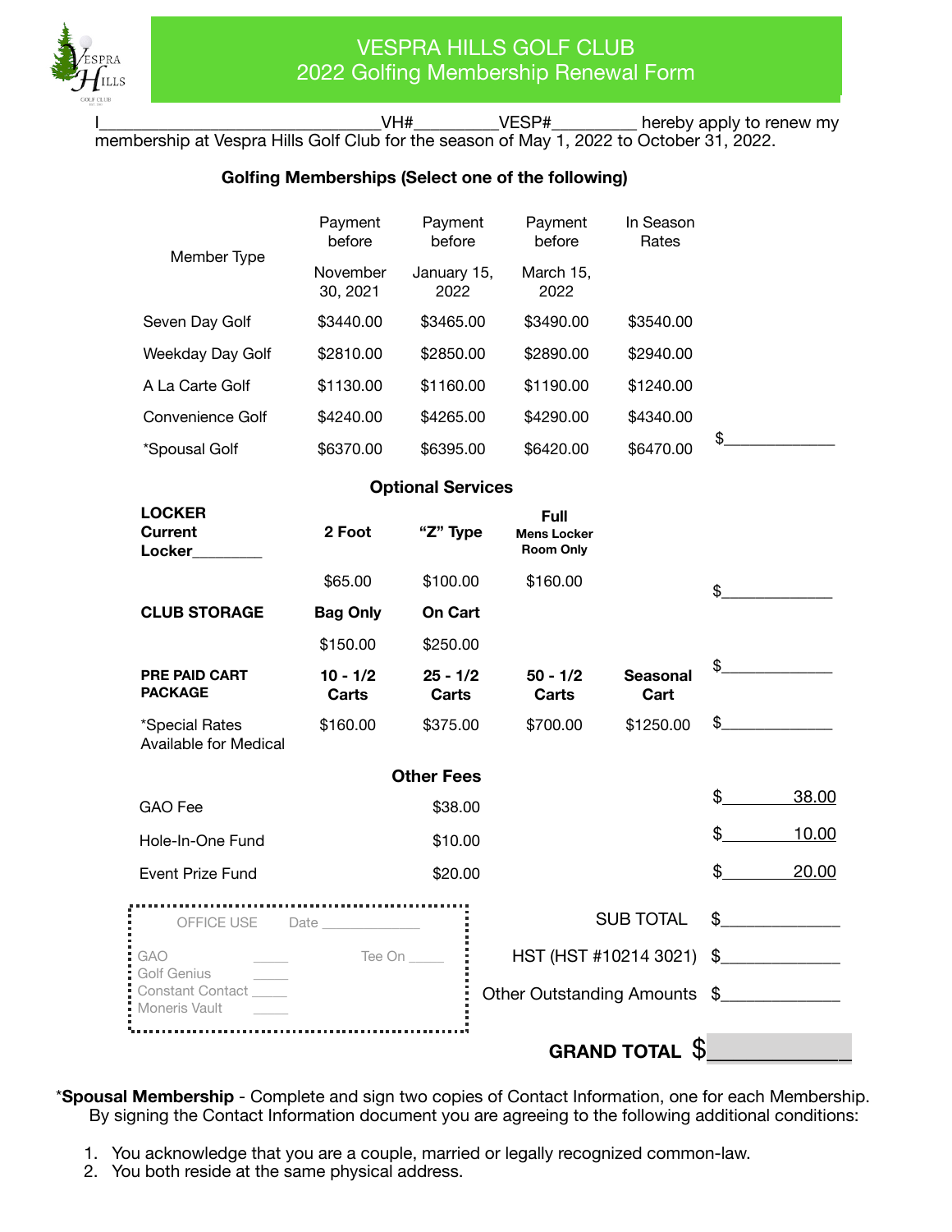# VESPRA HILLS GOLF CLUB
## 2022 Golfing Membership Renewal Form

I_______________________________VH#__________VESP#__________ hereby apply to renew my membership at Vespra Hills Golf Club for the season of May 1, 2022 to October 31, 2022.

### Golfing Memberships (Select one of the following)

| Member Type | Payment before November 30, 2021 | Payment before January 15, 2022 | Payment before March 15, 2022 | In Season Rates | |
|---|---|---|---|---|---|
| Seven Day Golf | $3440.00 | $3465.00 | $3490.00 | $3540.00 | |
| Weekday Day Golf | $2810.00 | $2850.00 | $2890.00 | $2940.00 | |
| A La Carte Golf | $1130.00 | $1160.00 | $1190.00 | $1240.00 | |
| Convenience Golf | $4240.00 | $4265.00 | $4290.00 | $4340.00 | |
| *Spousal Golf | $6370.00 | $6395.00 | $6420.00 | $6470.00 | $____________ |

### Optional Services

| | | | | | |
|---|---|---|---|---|---|
| **LOCKER** Current Locker________ | **2 Foot** | **"Z" Type** | **Full** Mens Locker Room Only | | |
| | $65.00 | $100.00 | $160.00 | | $____________ |
| **CLUB STORAGE** | **Bag Only** | **On Cart** | | | |
| | $150.00 | $250.00 | | | $____________ |
| **PRE PAID CART PACKAGE** | **10 - 1/2 Carts** | **25 - 1/2 Carts** | **50 - 1/2 Carts** | **Seasonal Cart** | |
| *Special Rates Available for Medical | $160.00 | $375.00 | $700.00 | $1250.00 | $____________ |

### Other Fees

| | | |
|---|---|---|
| GAO Fee | $38.00 | $ 38.00 |
| Hole-In-One Fund | $10.00 | $ 10.00 |
| Event Prize Fund | $20.00 | $ 20.00 |

| OFFICE USE | Date ____________ |
|---|---|
| GAO _____ | Tee On _____ |
| Golf Genius _____ | |
| Constant Contact _____ | |
| Moneris Vault _____ | |

SUB TOTAL $____________

HST (HST #10214 3021) $____________

Other Outstanding Amounts $____________

**GRAND TOTAL** $____________

***Spousal Membership** - Complete and sign two copies of Contact Information, one for each Membership. By signing the Contact Information document you are agreeing to the following additional conditions:

1. You acknowledge that you are a couple, married or legally recognized common-law.
2. You both reside at the same physical address.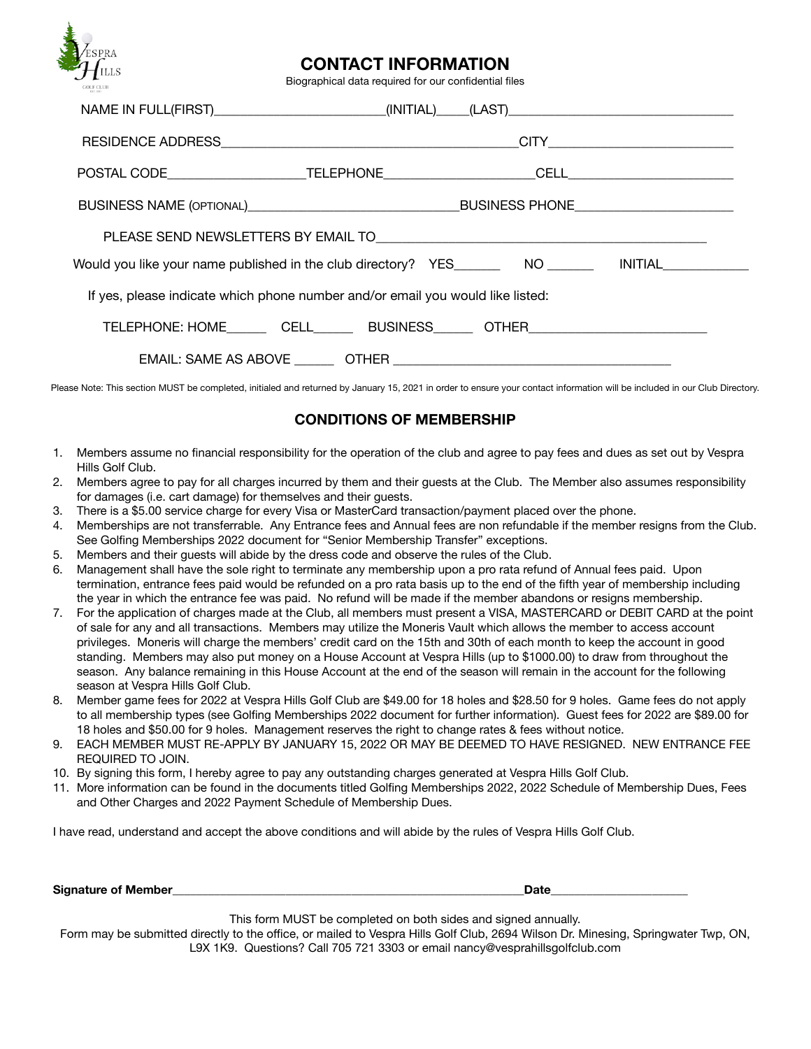# CONTACT INFORMATION

Biographical data required for our confidential files

NAME IN FULL(FIRST)________________________(INITIAL)_____(LAST)________________________________

RESIDENCE ADDRESS__________________________________________CITY__________________________

POSTAL CODE___________________TELEPHONE_____________________CELL________________________

BUSINESS NAME (OPTIONAL)____________________________BUSINESS PHONE______________________

PLEASE SEND NEWSLETTERS BY EMAIL TO_______________________________________________

Would you like your name published in the club directory? YES_______ NO _______ INITIAL____________

If yes, please indicate which phone number and/or email you would like listed:

TELEPHONE: HOME______ CELL______ BUSINESS______ OTHER________________________

EMAIL: SAME AS ABOVE ______ OTHER ________________________________________

Please Note: This section MUST be completed, initialed and returned by January 15, 2021 in order to ensure your contact information will be included in our Club Directory.

## CONDITIONS OF MEMBERSHIP

1. Members assume no financial responsibility for the operation of the club and agree to pay fees and dues as set out by Vespra Hills Golf Club.
2. Members agree to pay for all charges incurred by them and their guests at the Club. The Member also assumes responsibility for damages (i.e. cart damage) for themselves and their guests.
3. There is a $5.00 service charge for every Visa or MasterCard transaction/payment placed over the phone.
4. Memberships are not transferrable. Any Entrance fees and Annual fees are non refundable if the member resigns from the Club. See Golfing Memberships 2022 document for "Senior Membership Transfer" exceptions.
5. Members and their guests will abide by the dress code and observe the rules of the Club.
6. Management shall have the sole right to terminate any membership upon a pro rata refund of Annual fees paid. Upon termination, entrance fees paid would be refunded on a pro rata basis up to the end of the fifth year of membership including the year in which the entrance fee was paid. No refund will be made if the member abandons or resigns membership.
7. For the application of charges made at the Club, all members must present a VISA, MASTERCARD or DEBIT CARD at the point of sale for any and all transactions. Members may utilize the Moneris Vault which allows the member to access account privileges. Moneris will charge the members' credit card on the 15th and 30th of each month to keep the account in good standing. Members may also put money on a House Account at Vespra Hills (up to $1000.00) to draw from throughout the season. Any balance remaining in this House Account at the end of the season will remain in the account for the following season at Vespra Hills Golf Club.
8. Member game fees for 2022 at Vespra Hills Golf Club are $49.00 for 18 holes and $28.50 for 9 holes. Game fees do not apply to all membership types (see Golfing Memberships 2022 document for further information). Guest fees for 2022 are $89.00 for 18 holes and $50.00 for 9 holes. Management reserves the right to change rates & fees without notice.
9. EACH MEMBER MUST RE-APPLY BY JANUARY 15, 2022 OR MAY BE DEEMED TO HAVE RESIGNED. NEW ENTRANCE FEE REQUIRED TO JOIN.
10. By signing this form, I hereby agree to pay any outstanding charges generated at Vespra Hills Golf Club.
11. More information can be found in the documents titled Golfing Memberships 2022, 2022 Schedule of Membership Dues, Fees and Other Charges and 2022 Payment Schedule of Membership Dues.

I have read, understand and accept the above conditions and will abide by the rules of Vespra Hills Golf Club.

**Signature of Member**__________________________________________________________**Date**_____________________

This form MUST be completed on both sides and signed annually.
Form may be submitted directly to the office, or mailed to Vespra Hills Golf Club, 2694 Wilson Dr. Minesing, Springwater Twp, ON, L9X 1K9. Questions? Call 705 721 3303 or email nancy@vesprahillsgolfclub.com